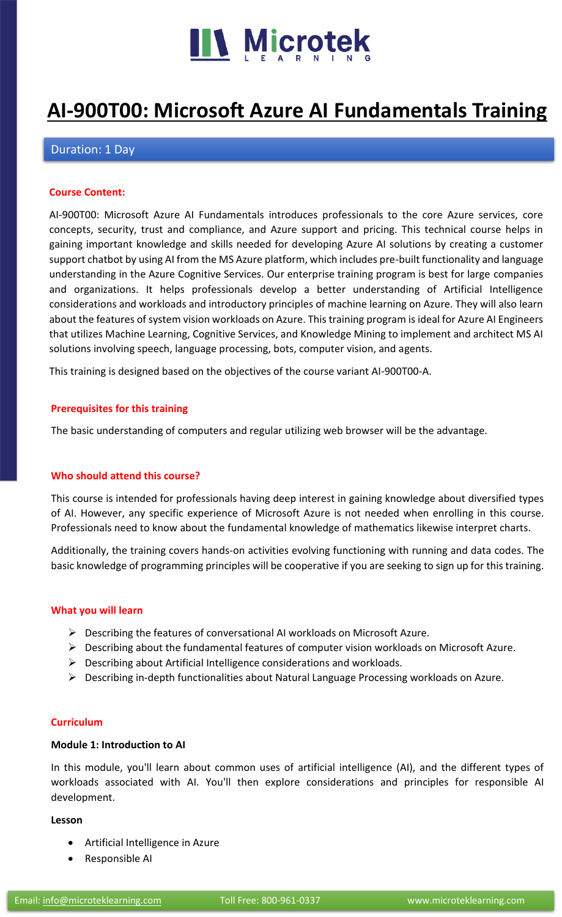# AI-900T00: Microsoft Azure AI Fundamentals Training

Duration: 1 Day

**Course Content:**

AI-900T00: Microsoft Azure AI Fundamentals introduces professionals to the core Azure services, core concepts, security, trust and compliance, and Azure support and pricing. This technical course helps in gaining important knowledge and skills needed for developing Azure AI solutions by creating a customer support chatbot by using AI from the MS Azure platform, which includes pre-built functionality and language understanding in the Azure Cognitive Services. Our enterprise training program is best for large companies and organizations. It helps professionals develop a better understanding of Artificial Intelligence considerations and workloads and introductory principles of machine learning on Azure. They will also learn about the features of system vision workloads on Azure. This training program is ideal for Azure AI Engineers that utilizes Machine Learning, Cognitive Services, and Knowledge Mining to implement and architect MS AI solutions involving speech, language processing, bots, computer vision, and agents.

This training is designed based on the objectives of the course variant AI-900T00-A.

**Prerequisites for this training**

The basic understanding of computers and regular utilizing web browser will be the advantage.

**Who should attend this course?**

This course is intended for professionals having deep interest in gaining knowledge about diversified types of AI. However, any specific experience of Microsoft Azure is not needed when enrolling in this course. Professionals need to know about the fundamental knowledge of mathematics likewise interpret charts.

Additionally, the training covers hands-on activities evolving functioning with running and data codes. The basic knowledge of programming principles will be cooperative if you are seeking to sign up for this training.

**What you will learn**

- Describing the features of conversational AI workloads on Microsoft Azure.
- Describing about the fundamental features of computer vision workloads on Microsoft Azure.
- Describing about Artificial Intelligence considerations and workloads.
- Describing in-depth functionalities about Natural Language Processing workloads on Azure.

**Curriculum**

**Module 1: Introduction to AI**

In this module, you'll learn about common uses of artificial intelligence (AI), and the different types of workloads associated with AI. You'll then explore considerations and principles for responsible AI development.

**Lesson**

- Artificial Intelligence in Azure
- Responsible AI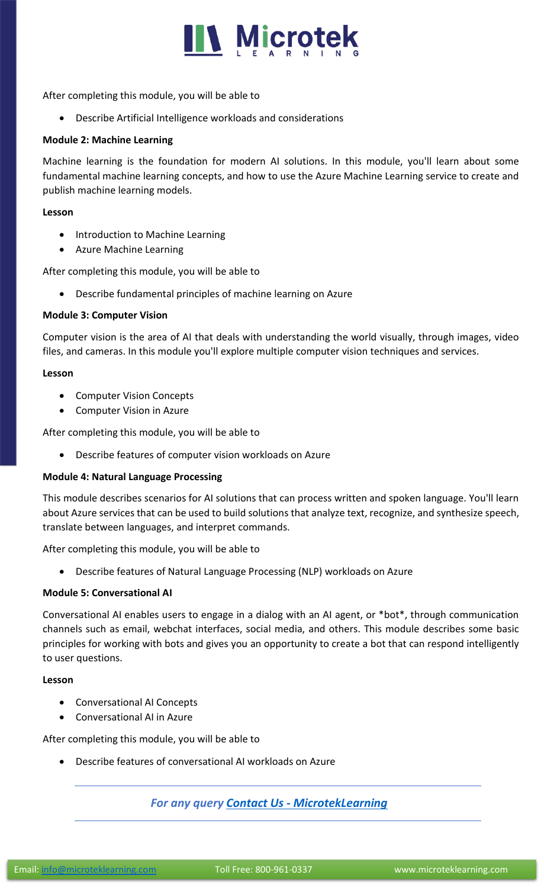After completing this module, you will be able to

- Describe Artificial Intelligence workloads and considerations

**Module 2: Machine Learning**

Machine learning is the foundation for modern AI solutions. In this module, you'll learn about some fundamental machine learning concepts, and how to use the Azure Machine Learning service to create and publish machine learning models.

**Lesson**

- Introduction to Machine Learning
- Azure Machine Learning

After completing this module, you will be able to

- Describe fundamental principles of machine learning on Azure

**Module 3: Computer Vision**

Computer vision is the area of AI that deals with understanding the world visually, through images, video files, and cameras. In this module you'll explore multiple computer vision techniques and services.

**Lesson**

- Computer Vision Concepts
- Computer Vision in Azure

After completing this module, you will be able to

- Describe features of computer vision workloads on Azure

**Module 4: Natural Language Processing**

This module describes scenarios for AI solutions that can process written and spoken language. You'll learn about Azure services that can be used to build solutions that analyze text, recognize, and synthesize speech, translate between languages, and interpret commands.

After completing this module, you will be able to

- Describe features of Natural Language Processing (NLP) workloads on Azure

**Module 5: Conversational AI**

Conversational AI enables users to engage in a dialog with an AI agent, or *bot*, through communication channels such as email, webchat interfaces, social media, and others. This module describes some basic principles for working with bots and gives you an opportunity to create a bot that can respond intelligently to user questions.

**Lesson**

- Conversational AI Concepts
- Conversational AI in Azure

After completing this module, you will be able to

- Describe features of conversational AI workloads on Azure

***For any query [Contact Us - MicrotekLearning]()***